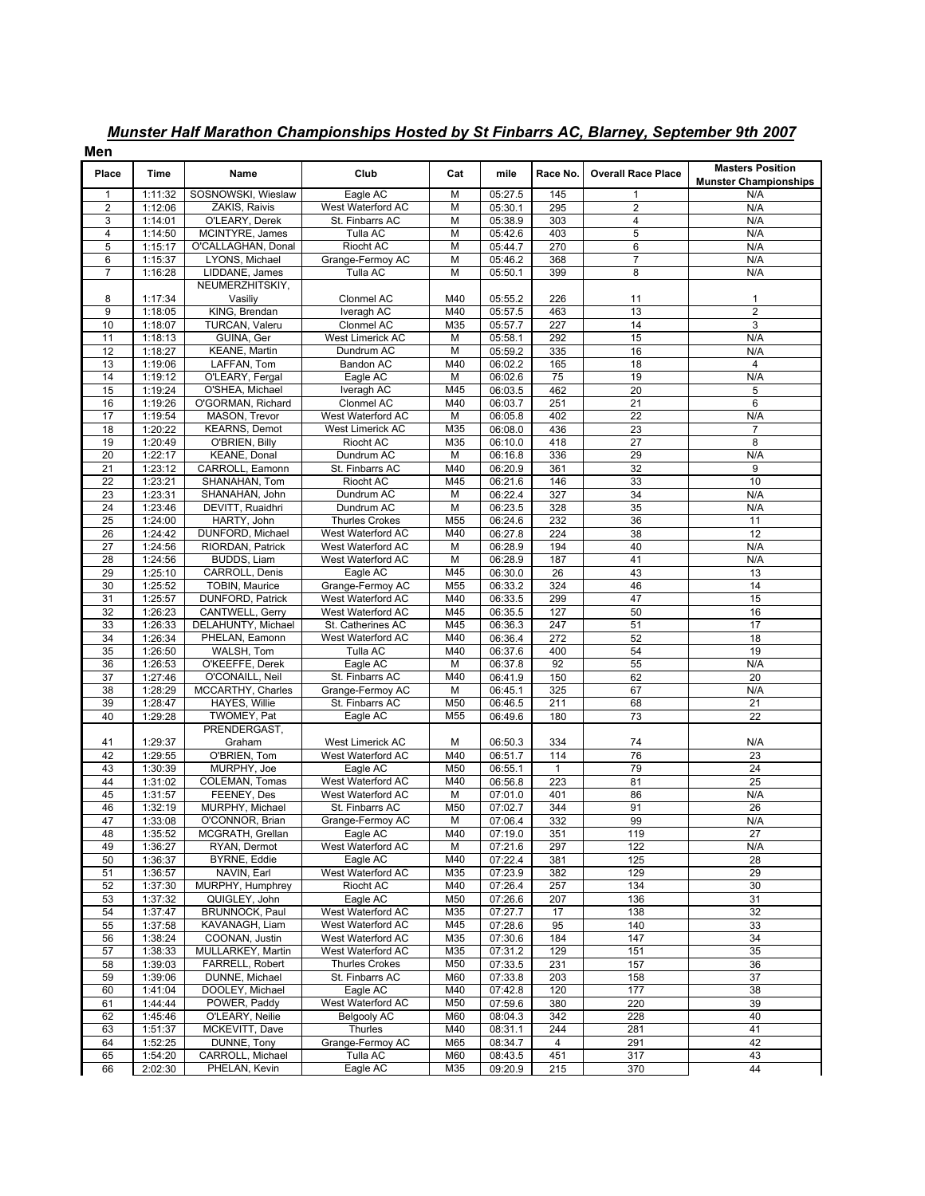## ***Munster Half Marathon Championships Hosted by St Finbarrs AC, Blarney, September 9th 2007***

**Men**

| Place | Time | Name | Club | Cat | mile | Race No. | Overall Race Place | Masters Position Munster Championships |
|---|---|---|---|---|---|---|---|---|
| 1 | 1:11:32 | SOSNOWSKI, Wieslaw | Eagle AC | M | 05:27.5 | 145 | 1 | N/A |
| 2 | 1:12:06 | ZAKIS, Raivis | West Waterford AC | M | 05:30.1 | 295 | 2 | N/A |
| 3 | 1:14:01 | O'LEARY, Derek | St. Finbarrs AC | M | 05:38.9 | 303 | 4 | N/A |
| 4 | 1:14:50 | MCINTYRE, James | Tulla AC | M | 05:42.6 | 403 | 5 | N/A |
| 5 | 1:15:17 | O'CALLAGHAN, Donal | Riocht AC | M | 05:44.7 | 270 | 6 | N/A |
| 6 | 1:15:37 | LYONS, Michael | Grange-Fermoy AC | M | 05:46.2 | 368 | 7 | N/A |
| 7 | 1:16:28 | LIDDANE, James | Tulla AC | M | 05:50.1 | 399 | 8 | N/A |
| 8 | 1:17:34 | NEUMERZHITSKIY, Vasiliy | Clonmel AC | M40 | 05:55.2 | 226 | 11 | 1 |
| 9 | 1:18:05 | KING, Brendan | Iveragh AC | M40 | 05:57.5 | 463 | 13 | 2 |
| 10 | 1:18:07 | TURCAN, Valeru | Clonmel AC | M35 | 05:57.7 | 227 | 14 | 3 |
| 11 | 1:18:13 | GUINA, Ger | West Limerick AC | M | 05:58.1 | 292 | 15 | N/A |
| 12 | 1:18:27 | KEANE, Martin | Dundrum AC | M | 05:59.2 | 335 | 16 | N/A |
| 13 | 1:19:06 | LAFFAN, Tom | Bandon AC | M40 | 06:02.2 | 165 | 18 | 4 |
| 14 | 1:19:12 | O'LEARY, Fergal | Eagle AC | M | 06:02.6 | 75 | 19 | N/A |
| 15 | 1:19:24 | O'SHEA, Michael | Iveragh AC | M45 | 06:03.5 | 462 | 20 | 5 |
| 16 | 1:19:26 | O'GORMAN, Richard | Clonmel AC | M40 | 06:03.7 | 251 | 21 | 6 |
| 17 | 1:19:54 | MASON, Trevor | West Waterford AC | M | 06:05.8 | 402 | 22 | N/A |
| 18 | 1:20:22 | KEARNS, Demot | West Limerick AC | M35 | 06:08.0 | 436 | 23 | 7 |
| 19 | 1:20:49 | O'BRIEN, Billy | Riocht AC | M35 | 06:10.0 | 418 | 27 | 8 |
| 20 | 1:22:17 | KEANE, Donal | Dundrum AC | M | 06:16.8 | 336 | 29 | N/A |
| 21 | 1:23:12 | CARROLL, Eamonn | St. Finbarrs AC | M40 | 06:20.9 | 361 | 32 | 9 |
| 22 | 1:23:21 | SHANAHAN, Tom | Riocht AC | M45 | 06:21.6 | 146 | 33 | 10 |
| 23 | 1:23:31 | SHANAHAN, John | Dundrum AC | M | 06:22.4 | 327 | 34 | N/A |
| 24 | 1:23:46 | DEVITT, Ruaidhri | Dundrum AC | M | 06:23.5 | 328 | 35 | N/A |
| 25 | 1:24:00 | HARTY, John | Thurles Crokes | M55 | 06:24.6 | 232 | 36 | 11 |
| 26 | 1:24:42 | DUNFORD, Michael | West Waterford AC | M40 | 06:27.8 | 224 | 38 | 12 |
| 27 | 1:24:56 | RIORDAN, Patrick | West Waterford AC | M | 06:28.9 | 194 | 40 | N/A |
| 28 | 1:24:56 | BUDDS, Liam | West Waterford AC | M | 06:28.9 | 187 | 41 | N/A |
| 29 | 1:25:10 | CARROLL, Denis | Eagle AC | M45 | 06:30.0 | 26 | 43 | 13 |
| 30 | 1:25:52 | TOBIN, Maurice | Grange-Fermoy AC | M55 | 06:33.2 | 324 | 46 | 14 |
| 31 | 1:25:57 | DUNFORD, Patrick | West Waterford AC | M40 | 06:33.5 | 299 | 47 | 15 |
| 32 | 1:26:23 | CANTWELL, Gerry | West Waterford AC | M45 | 06:35.5 | 127 | 50 | 16 |
| 33 | 1:26:33 | DELAHUNTY, Michael | St. Catherines AC | M45 | 06:36.3 | 247 | 51 | 17 |
| 34 | 1:26:34 | PHELAN, Eamonn | West Waterford AC | M40 | 06:36.4 | 272 | 52 | 18 |
| 35 | 1:26:50 | WALSH, Tom | Tulla AC | M40 | 06:37.6 | 400 | 54 | 19 |
| 36 | 1:26:53 | O'KEEFFE, Derek | Eagle AC | M | 06:37.8 | 92 | 55 | N/A |
| 37 | 1:27:46 | O'CONAILL, Neil | St. Finbarrs AC | M40 | 06:41.9 | 150 | 62 | 20 |
| 38 | 1:28:29 | MCCARTHY, Charles | Grange-Fermoy AC | M | 06:45.1 | 325 | 67 | N/A |
| 39 | 1:28:47 | HAYES, Willie | St. Finbarrs AC | M50 | 06:46.5 | 211 | 68 | 21 |
| 40 | 1:29:28 | TWOMEY, Pat | Eagle AC | M55 | 06:49.6 | 180 | 73 | 22 |
| 41 | 1:29:37 | PRENDERGAST, Graham | West Limerick AC | M | 06:50.3 | 334 | 74 | N/A |
| 42 | 1:29:55 | O'BRIEN, Tom | West Waterford AC | M40 | 06:51.7 | 114 | 76 | 23 |
| 43 | 1:30:39 | MURPHY, Joe | Eagle AC | M50 | 06:55.1 | 1 | 79 | 24 |
| 44 | 1:31:02 | COLEMAN, Tomas | West Waterford AC | M40 | 06:56.8 | 223 | 81 | 25 |
| 45 | 1:31:57 | FEENEY, Des | West Waterford AC | M | 07:01.0 | 401 | 86 | N/A |
| 46 | 1:32:19 | MURPHY, Michael | St. Finbarrs AC | M50 | 07:02.7 | 344 | 91 | 26 |
| 47 | 1:33:08 | O'CONNOR, Brian | Grange-Fermoy AC | M | 07:06.4 | 332 | 99 | N/A |
| 48 | 1:35:52 | MCGRATH, Grellan | Eagle AC | M40 | 07:19.0 | 351 | 119 | 27 |
| 49 | 1:36:27 | RYAN, Dermot | West Waterford AC | M | 07:21.6 | 297 | 122 | N/A |
| 50 | 1:36:37 | BYRNE, Eddie | Eagle AC | M40 | 07:22.4 | 381 | 125 | 28 |
| 51 | 1:36:57 | NAVIN, Earl | West Waterford AC | M35 | 07:23.9 | 382 | 129 | 29 |
| 52 | 1:37:30 | MURPHY, Humphrey | Riocht AC | M40 | 07:26.4 | 257 | 134 | 30 |
| 53 | 1:37:32 | QUIGLEY, John | Eagle AC | M50 | 07:26.6 | 207 | 136 | 31 |
| 54 | 1:37:47 | BRUNNOCK, Paul | West Waterford AC | M35 | 07:27.7 | 17 | 138 | 32 |
| 55 | 1:37:58 | KAVANAGH, Liam | West Waterford AC | M45 | 07:28.6 | 95 | 140 | 33 |
| 56 | 1:38:24 | COONAN, Justin | West Waterford AC | M35 | 07:30.6 | 184 | 147 | 34 |
| 57 | 1:38:33 | MULLARKEY, Martin | West Waterford AC | M35 | 07:31.2 | 129 | 151 | 35 |
| 58 | 1:39:03 | FARRELL, Robert | Thurles Crokes | M50 | 07:33.5 | 231 | 157 | 36 |
| 59 | 1:39:06 | DUNNE, Michael | St. Finbarrs AC | M60 | 07:33.8 | 203 | 158 | 37 |
| 60 | 1:41:04 | DOOLEY, Michael | Eagle AC | M40 | 07:42.8 | 120 | 177 | 38 |
| 61 | 1:44:44 | POWER, Paddy | West Waterford AC | M50 | 07:59.6 | 380 | 220 | 39 |
| 62 | 1:45:46 | O'LEARY, Neilie | Belgooly AC | M60 | 08:04.3 | 342 | 228 | 40 |
| 63 | 1:51:37 | MCKEVITT, Dave | Thurles | M40 | 08:31.1 | 244 | 281 | 41 |
| 64 | 1:52:25 | DUNNE, Tony | Grange-Fermoy AC | M65 | 08:34.7 | 4 | 291 | 42 |
| 65 | 1:54:20 | CARROLL, Michael | Tulla AC | M60 | 08:43.5 | 451 | 317 | 43 |
| 66 | 2:02:30 | PHELAN, Kevin | Eagle AC | M35 | 09:20.9 | 215 | 370 | 44 |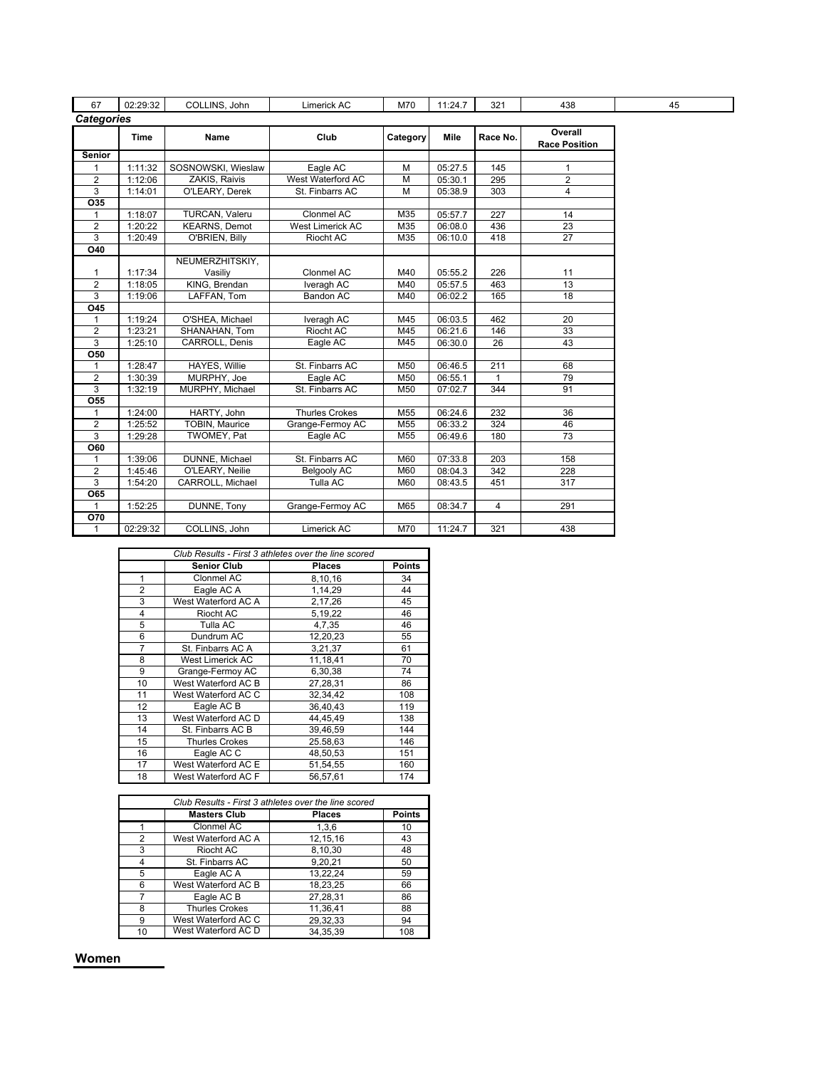| 67 | 02:29:32 | COLLINS, John | Limerick AC | M70 | 11:24.7 | 321 | 438 | 45 |
|---|---|---|---|---|---|---|---|---|

*Categories*

| | Time | Name | Club | Category | Mile | Race No. | Overall Race Position |
|---|---|---|---|---|---|---|---|
| **Senior** | | | | | | | |
| 1 | 1:11:32 | SOSNOWSKI, Wieslaw | Eagle AC | M | 05:27.5 | 145 | 1 |
| 2 | 1:12:06 | ZAKIS, Raivis | West Waterford AC | M | 05:30.1 | 295 | 2 |
| 3 | 1:14:01 | O'LEARY, Derek | St. Finbarrs AC | M | 05:38.9 | 303 | 4 |
| **O35** | | | | | | | |
| 1 | 1:18:07 | TURCAN, Valeru | Clonmel AC | M35 | 05:57.7 | 227 | 14 |
| 2 | 1:20:22 | KEARNS, Demot | West Limerick AC | M35 | 06:08.0 | 436 | 23 |
| 3 | 1:20:49 | O'BRIEN, Billy | Riocht AC | M35 | 06:10.0 | 418 | 27 |
| **O40** | | | | | | | |
| 1 | 1:17:34 | NEUMERZHITSKIY, Vasiliy | Clonmel AC | M40 | 05:55.2 | 226 | 11 |
| 2 | 1:18:05 | KING, Brendan | Iveragh AC | M40 | 05:57.5 | 463 | 13 |
| 3 | 1:19:06 | LAFFAN, Tom | Bandon AC | M40 | 06:02.2 | 165 | 18 |
| **O45** | | | | | | | |
| 1 | 1:19:24 | O'SHEA, Michael | Iveragh AC | M45 | 06:03.5 | 462 | 20 |
| 2 | 1:23:21 | SHANAHAN, Tom | Riocht AC | M45 | 06:21.6 | 146 | 33 |
| 3 | 1:25:10 | CARROLL, Denis | Eagle AC | M45 | 06:30.0 | 26 | 43 |
| **O50** | | | | | | | |
| 1 | 1:28:47 | HAYES, Willie | St. Finbarrs AC | M50 | 06:46.5 | 211 | 68 |
| 2 | 1:30:39 | MURPHY, Joe | Eagle AC | M50 | 06:55.1 | 1 | 79 |
| 3 | 1:32:19 | MURPHY, Michael | St. Finbarrs AC | M50 | 07:02.7 | 344 | 91 |
| **O55** | | | | | | | |
| 1 | 1:24:00 | HARTY, John | Thurles Crokes | M55 | 06:24.6 | 232 | 36 |
| 2 | 1:25:52 | TOBIN, Maurice | Grange-Fermoy AC | M55 | 06:33.2 | 324 | 46 |
| 3 | 1:29:28 | TWOMEY, Pat | Eagle AC | M55 | 06:49.6 | 180 | 73 |
| **O60** | | | | | | | |
| 1 | 1:39:06 | DUNNE, Michael | St. Finbarrs AC | M60 | 07:33.8 | 203 | 158 |
| 2 | 1:45:46 | O'LEARY, Neilie | Belgooly AC | M60 | 08:04.3 | 342 | 228 |
| 3 | 1:54:20 | CARROLL, Michael | Tulla AC | M60 | 08:43.5 | 451 | 317 |
| **O65** | | | | | | | |
| 1 | 1:52:25 | DUNNE, Tony | Grange-Fermoy AC | M65 | 08:34.7 | 4 | 291 |
| **O70** | | | | | | | |
| 1 | 02:29:32 | COLLINS, John | Limerick AC | M70 | 11:24.7 | 321 | 438 |

*Club Results - First 3 athletes over the line scored*

| | Senior Club | Places | Points |
|---|---|---|---|
| 1 | Clonmel AC | 8,10,16 | 34 |
| 2 | Eagle AC A | 1,14,29 | 44 |
| 3 | West Waterford AC A | 2,17,26 | 45 |
| 4 | Riocht AC | 5,19,22 | 46 |
| 5 | Tulla AC | 4,7,35 | 46 |
| 6 | Dundrum AC | 12,20,23 | 55 |
| 7 | St. Finbarrs AC A | 3,21,37 | 61 |
| 8 | West Limerick AC | 11,18,41 | 70 |
| 9 | Grange-Fermoy AC | 6,30,38 | 74 |
| 10 | West Waterford AC B | 27,28,31 | 86 |
| 11 | West Waterford AC C | 32,34,42 | 108 |
| 12 | Eagle AC B | 36,40,43 | 119 |
| 13 | West Waterford AC D | 44,45,49 | 138 |
| 14 | St. Finbarrs AC B | 39,46,59 | 144 |
| 15 | Thurles Crokes | 25.58,63 | 146 |
| 16 | Eagle AC C | 48,50,53 | 151 |
| 17 | West Waterford AC E | 51,54,55 | 160 |
| 18 | West Waterford AC F | 56,57,61 | 174 |

*Club Results - First 3 athletes over the line scored*

| | Masters Club | Places | Points |
|---|---|---|---|
| 1 | Clonmel AC | 1,3,6 | 10 |
| 2 | West Waterford AC A | 12,15,16 | 43 |
| 3 | Riocht AC | 8,10,30 | 48 |
| 4 | St. Finbarrs AC | 9,20,21 | 50 |
| 5 | Eagle AC A | 13,22,24 | 59 |
| 6 | West Waterford AC B | 18,23,25 | 66 |
| 7 | Eagle AC B | 27,28,31 | 86 |
| 8 | Thurles Crokes | 11,36,41 | 88 |
| 9 | West Waterford AC C | 29,32,33 | 94 |
| 10 | West Waterford AC D | 34,35,39 | 108 |

## Women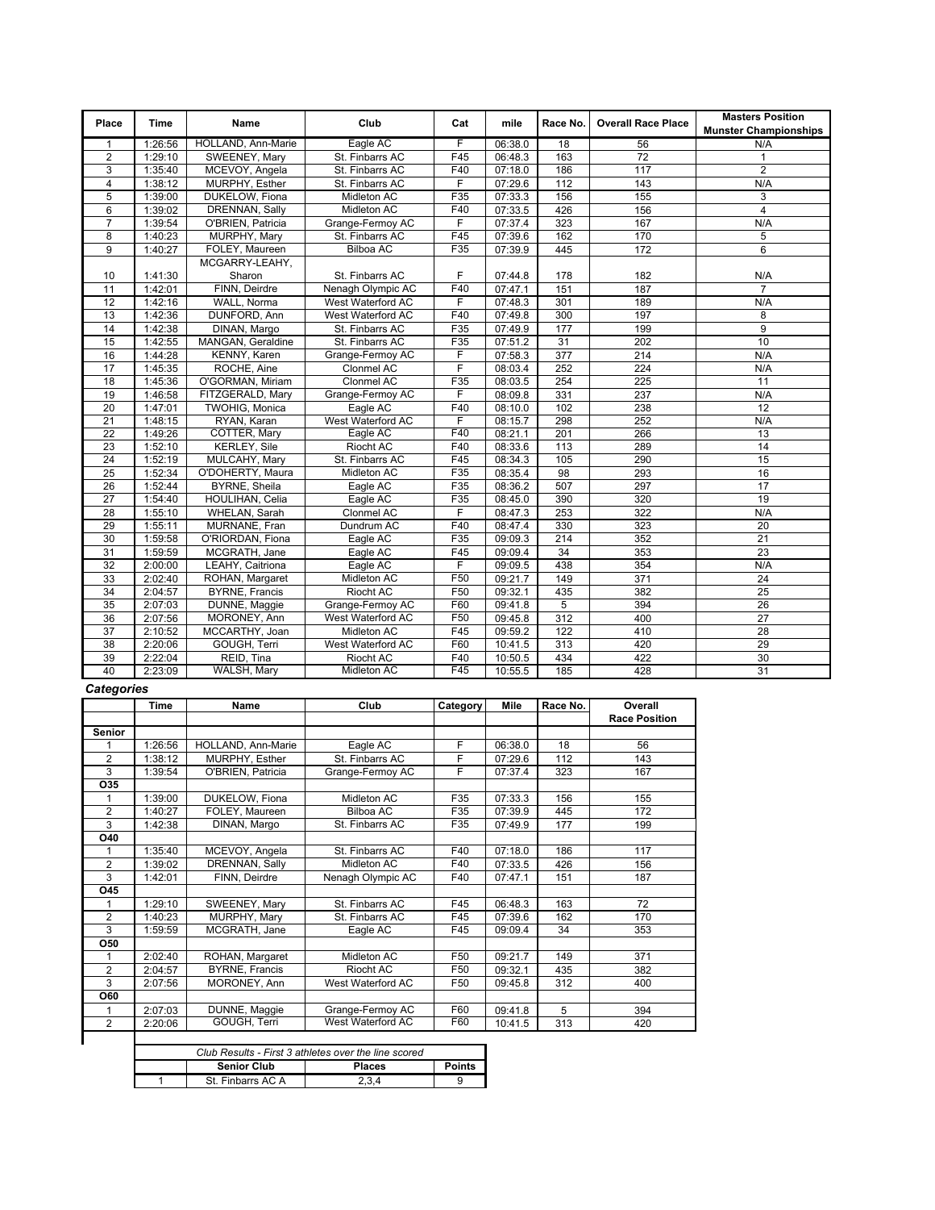| Place | Time | Name | Club | Cat | mile | Race No. | Overall Race Place | Masters Position Munster Championships |
|---|---|---|---|---|---|---|---|---|
| 1 | 1:26:56 | HOLLAND, Ann-Marie | Eagle AC | F | 06:38.0 | 18 | 56 | N/A |
| 2 | 1:29:10 | SWEENEY, Mary | St. Finbarrs AC | F45 | 06:48.3 | 163 | 72 | 1 |
| 3 | 1:35:40 | MCEVOY, Angela | St. Finbarrs AC | F40 | 07:18.0 | 186 | 117 | 2 |
| 4 | 1:38:12 | MURPHY, Esther | St. Finbarrs AC | F | 07:29.6 | 112 | 143 | N/A |
| 5 | 1:39:00 | DUKELOW, Fiona | Midleton AC | F35 | 07:33.3 | 156 | 155 | 3 |
| 6 | 1:39:02 | DRENNAN, Sally | Midleton AC | F40 | 07:33.5 | 426 | 156 | 4 |
| 7 | 1:39:54 | O'BRIEN, Patricia | Grange-Fermoy AC | F | 07:37.4 | 323 | 167 | N/A |
| 8 | 1:40:23 | MURPHY, Mary | St. Finbarrs AC | F45 | 07:39.6 | 162 | 170 | 5 |
| 9 | 1:40:27 | FOLEY, Maureen | Bilboa AC | F35 | 07:39.9 | 445 | 172 | 6 |
| 10 | 1:41:30 | MCGARRY-LEAHY, Sharon | St. Finbarrs AC | F | 07:44.8 | 178 | 182 | N/A |
| 11 | 1:42:01 | FINN, Deirdre | Nenagh Olympic AC | F40 | 07:47.1 | 151 | 187 | 7 |
| 12 | 1:42:16 | WALL, Norma | West Waterford AC | F | 07:48.3 | 301 | 189 | N/A |
| 13 | 1:42:36 | DUNFORD, Ann | West Waterford AC | F40 | 07:49.8 | 300 | 197 | 8 |
| 14 | 1:42:38 | DINAN, Margo | St. Finbarrs AC | F35 | 07:49.9 | 177 | 199 | 9 |
| 15 | 1:42:55 | MANGAN, Geraldine | St. Finbarrs AC | F35 | 07:51.2 | 31 | 202 | 10 |
| 16 | 1:44:28 | KENNY, Karen | Grange-Fermoy AC | F | 07:58.3 | 377 | 214 | N/A |
| 17 | 1:45:35 | ROCHE, Aine | Clonmel AC | F | 08:03.4 | 252 | 224 | N/A |
| 18 | 1:45:36 | O'GORMAN, Miriam | Clonmel AC | F35 | 08:03.5 | 254 | 225 | 11 |
| 19 | 1:46:58 | FITZGERALD, Mary | Grange-Fermoy AC | F | 08:09.8 | 331 | 237 | N/A |
| 20 | 1:47:01 | TWOHIG, Monica | Eagle AC | F40 | 08:10.0 | 102 | 238 | 12 |
| 21 | 1:48:15 | RYAN, Karan | West Waterford AC | F | 08:15.7 | 298 | 252 | N/A |
| 22 | 1:49:26 | COTTER, Mary | Eagle AC | F40 | 08:21.1 | 201 | 266 | 13 |
| 23 | 1:52:10 | KERLEY, Sile | Riocht AC | F40 | 08:33.6 | 113 | 289 | 14 |
| 24 | 1:52:19 | MULCAHY, Mary | St. Finbarrs AC | F45 | 08:34.3 | 105 | 290 | 15 |
| 25 | 1:52:34 | O'DOHERTY, Maura | Midleton AC | F35 | 08:35.4 | 98 | 293 | 16 |
| 26 | 1:52:44 | BYRNE, Sheila | Eagle AC | F35 | 08:36.2 | 507 | 297 | 17 |
| 27 | 1:54:40 | HOULIHAN, Celia | Eagle AC | F35 | 08:45.0 | 390 | 320 | 19 |
| 28 | 1:55:10 | WHELAN, Sarah | Clonmel AC | F | 08:47.3 | 253 | 322 | N/A |
| 29 | 1:55:11 | MURNANE, Fran | Dundrum AC | F40 | 08:47.4 | 330 | 323 | 20 |
| 30 | 1:59:58 | O'RIORDAN, Fiona | Eagle AC | F35 | 09:09.3 | 214 | 352 | 21 |
| 31 | 1:59:59 | MCGRATH, Jane | Eagle AC | F45 | 09:09.4 | 34 | 353 | 23 |
| 32 | 2:00:00 | LEAHY, Caitriona | Eagle AC | F | 09:09.5 | 438 | 354 | N/A |
| 33 | 2:02:40 | ROHAN, Margaret | Midleton AC | F50 | 09:21.7 | 149 | 371 | 24 |
| 34 | 2:04:57 | BYRNE, Francis | Riocht AC | F50 | 09:32.1 | 435 | 382 | 25 |
| 35 | 2:07:03 | DUNNE, Maggie | Grange-Fermoy AC | F60 | 09:41.8 | 5 | 394 | 26 |
| 36 | 2:07:56 | MORONEY, Ann | West Waterford AC | F50 | 09:45.8 | 312 | 400 | 27 |
| 37 | 2:10:52 | MCCARTHY, Joan | Midleton AC | F45 | 09:59.2 | 122 | 410 | 28 |
| 38 | 2:20:06 | GOUGH, Terri | West Waterford AC | F60 | 10:41.5 | 313 | 420 | 29 |
| 39 | 2:22:04 | REID, Tina | Riocht AC | F40 | 10:50.5 | 434 | 422 | 30 |
| 40 | 2:23:09 | WALSH, Mary | Midleton AC | F45 | 10:55.5 | 185 | 428 | 31 |

***Categories***

| | Time | Name | Club | Category | Mile | Race No. | Overall Race Position |
|---|---|---|---|---|---|---|---|
| **Senior** | | | | | | | |
| 1 | 1:26:56 | HOLLAND, Ann-Marie | Eagle AC | F | 06:38.0 | 18 | 56 |
| 2 | 1:38:12 | MURPHY, Esther | St. Finbarrs AC | F | 07:29.6 | 112 | 143 |
| 3 | 1:39:54 | O'BRIEN, Patricia | Grange-Fermoy AC | F | 07:37.4 | 323 | 167 |
| **O35** | | | | | | | |
| 1 | 1:39:00 | DUKELOW, Fiona | Midleton AC | F35 | 07:33.3 | 156 | 155 |
| 2 | 1:40:27 | FOLEY, Maureen | Bilboa AC | F35 | 07:39.9 | 445 | 172 |
| 3 | 1:42:38 | DINAN, Margo | St. Finbarrs AC | F35 | 07:49.9 | 177 | 199 |
| **O40** | | | | | | | |
| 1 | 1:35:40 | MCEVOY, Angela | St. Finbarrs AC | F40 | 07:18.0 | 186 | 117 |
| 2 | 1:39:02 | DRENNAN, Sally | Midleton AC | F40 | 07:33.5 | 426 | 156 |
| 3 | 1:42:01 | FINN, Deirdre | Nenagh Olympic AC | F40 | 07:47.1 | 151 | 187 |
| **O45** | | | | | | | |
| 1 | 1:29:10 | SWEENEY, Mary | St. Finbarrs AC | F45 | 06:48.3 | 163 | 72 |
| 2 | 1:40:23 | MURPHY, Mary | St. Finbarrs AC | F45 | 07:39.6 | 162 | 170 |
| 3 | 1:59:59 | MCGRATH, Jane | Eagle AC | F45 | 09:09.4 | 34 | 353 |
| **O50** | | | | | | | |
| 1 | 2:02:40 | ROHAN, Margaret | Midleton AC | F50 | 09:21.7 | 149 | 371 |
| 2 | 2:04:57 | BYRNE, Francis | Riocht AC | F50 | 09:32.1 | 435 | 382 |
| 3 | 2:07:56 | MORONEY, Ann | West Waterford AC | F50 | 09:45.8 | 312 | 400 |
| **O60** | | | | | | | |
| 1 | 2:07:03 | DUNNE, Maggie | Grange-Fermoy AC | F60 | 09:41.8 | 5 | 394 |
| 2 | 2:20:06 | GOUGH, Terri | West Waterford AC | F60 | 10:41.5 | 313 | 420 |

*Club Results - First 3 athletes over the line scored*

| | Senior Club | Places | Points |
|---|---|---|---|
| 1 | St. Finbarrs AC A | 2,3,4 | 9 |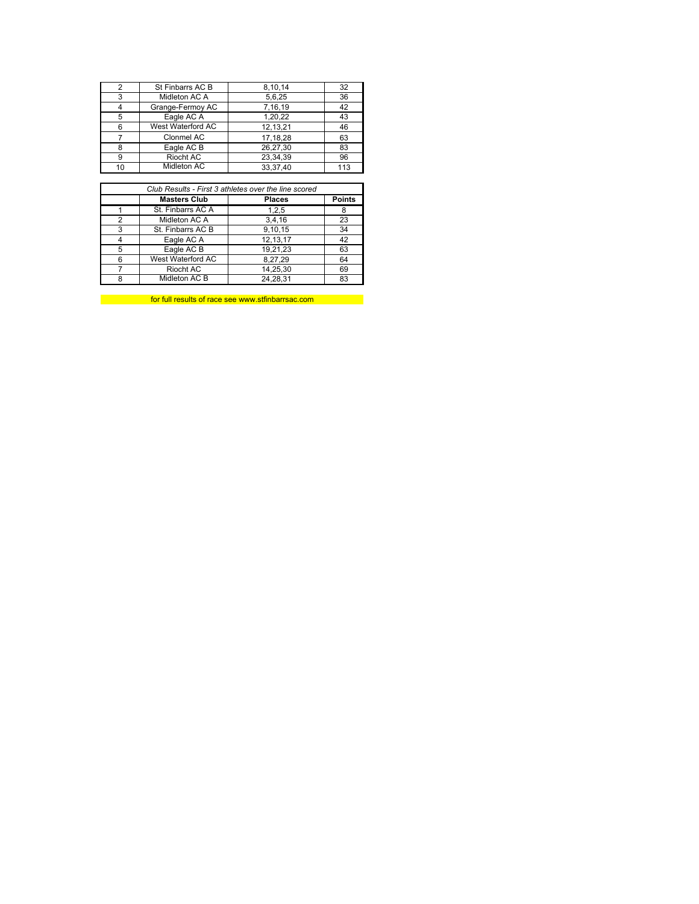| | | | |
|---|---|---|---|
| 2 | St Finbarrs AC B | 8,10,14 | 32 |
| 3 | Midleton AC A | 5,6,25 | 36 |
| 4 | Grange-Fermoy AC | 7,16,19 | 42 |
| 5 | Eagle AC A | 1,20,22 | 43 |
| 6 | West Waterford AC | 12,13,21 | 46 |
| 7 | Clonmel AC | 17,18,28 | 63 |
| 8 | Eagle AC B | 26,27,30 | 83 |
| 9 | Riocht AC | 23,34,39 | 96 |
| 10 | Midleton AC | 33,37,40 | 113 |

*Club Results - First 3 athletes over the line scored*

| | **Masters Club** | **Places** | **Points** |
|---|---|---|---|
| 1 | St. Finbarrs AC A | 1,2,5 | 8 |
| 2 | Midleton AC A | 3,4,16 | 23 |
| 3 | St. Finbarrs AC B | 9,10,15 | 34 |
| 4 | Eagle AC A | 12,13,17 | 42 |
| 5 | Eagle AC B | 19,21,23 | 63 |
| 6 | West Waterford AC | 8,27,29 | 64 |
| 7 | Riocht AC | 14,25,30 | 69 |
| 8 | Midleton AC B | 24,28,31 | 83 |

for full results of race see www.stfinbarrsac.com